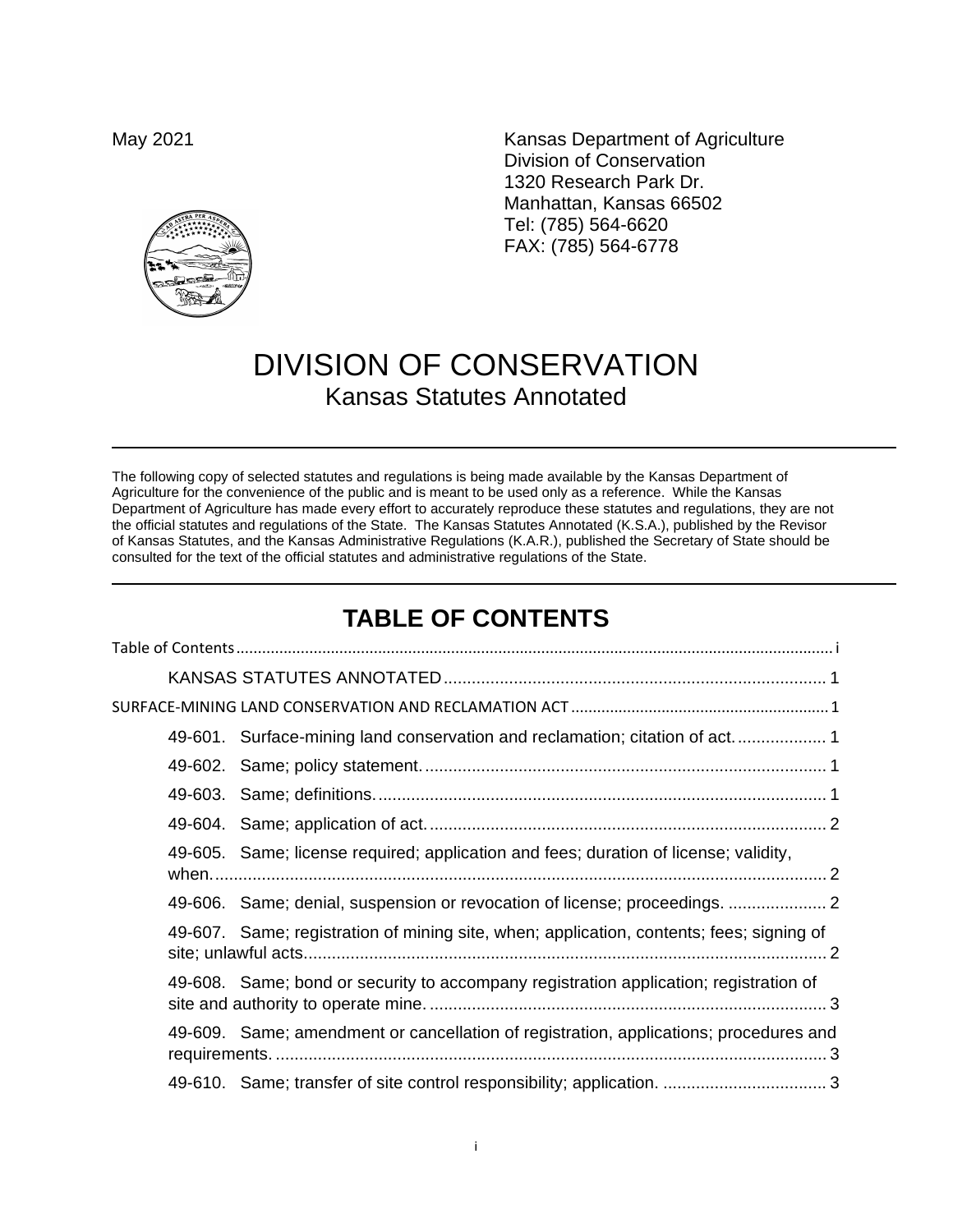May 2021

Kansas Department of Agriculture
Division of Conservation
1320 Research Park Dr.
Manhattan, Kansas 66502
Tel: (785) 564-6620
FAX: (785) 564-6778

# DIVISION OF CONSERVATION
## Kansas Statutes Annotated

---

The following copy of selected statutes and regulations is being made available by the Kansas Department of Agriculture for the convenience of the public and is meant to be used only as a reference. While the Kansas Department of Agriculture has made every effort to accurately reproduce these statutes and regulations, they are not the official statutes and regulations of the State. The Kansas Statutes Annotated (K.S.A.), published by the Revisor of Kansas Statutes, and the Kansas Administrative Regulations (K.A.R.), published the Secretary of State should be consulted for the text of the official statutes and administrative regulations of the State.

---

## TABLE OF CONTENTS

Table of Contents .......... i

KANSAS STATUTES ANNOTATED .......... 1

SURFACE-MINING LAND CONSERVATION AND RECLAMATION ACT .......... 1

- 49-601. Surface-mining land conservation and reclamation; citation of act. .......... 1
- 49-602. Same; policy statement. .......... 1
- 49-603. Same; definitions. .......... 1
- 49-604. Same; application of act. .......... 2
- 49-605. Same; license required; application and fees; duration of license; validity, when. .......... 2
- 49-606. Same; denial, suspension or revocation of license; proceedings. .......... 2
- 49-607. Same; registration of mining site, when; application, contents; fees; signing of site; unlawful acts. .......... 2
- 49-608. Same; bond or security to accompany registration application; registration of site and authority to operate mine. .......... 3
- 49-609. Same; amendment or cancellation of registration, applications; procedures and requirements. .......... 3
- 49-610. Same; transfer of site control responsibility; application. .......... 3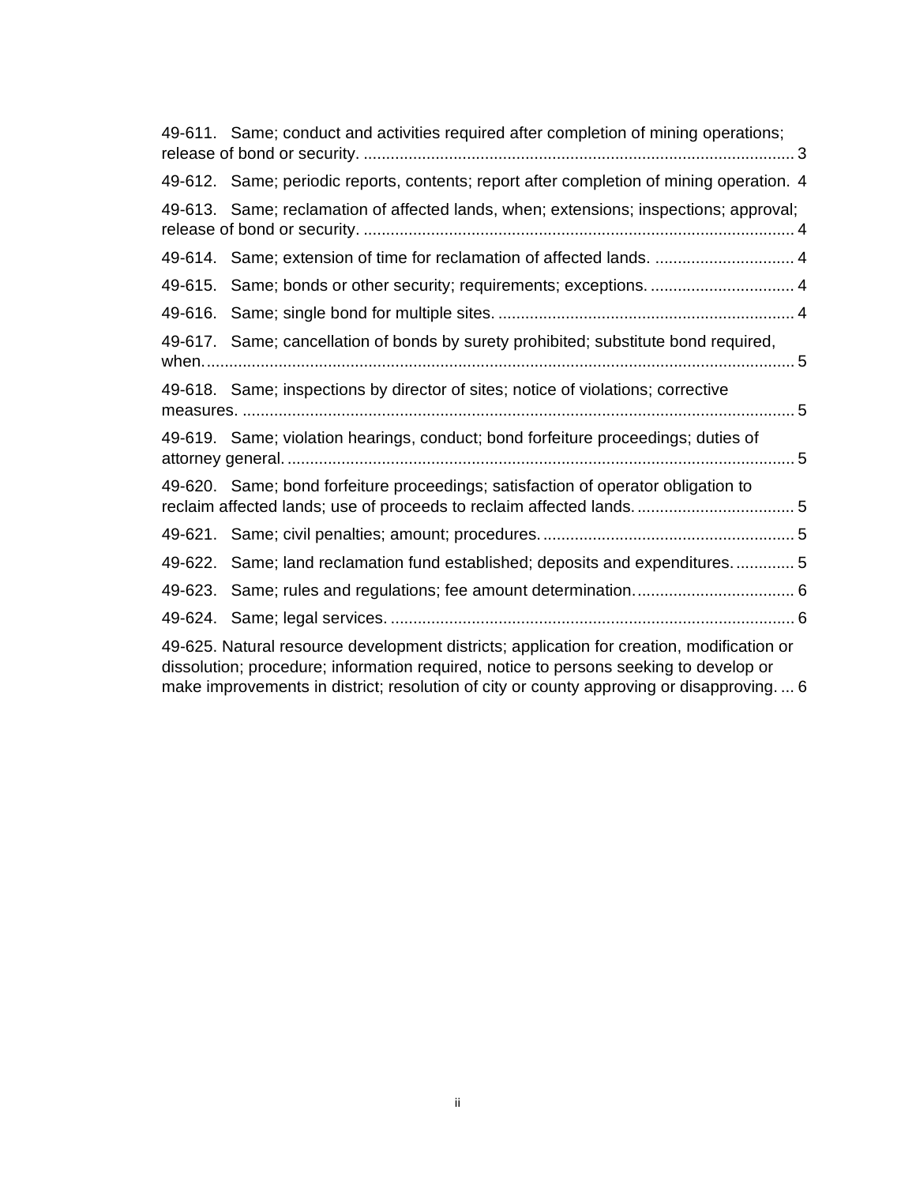49-611. Same; conduct and activities required after completion of mining operations; release of bond or security. ................................................................................................ 3

49-612. Same; periodic reports, contents; report after completion of mining operation. 4

49-613. Same; reclamation of affected lands, when; extensions; inspections; approval; release of bond or security. ................................................................................................ 4

49-614. Same; extension of time for reclamation of affected lands. ............................... 4

49-615. Same; bonds or other security; requirements; exceptions. ................................ 4

49-616. Same; single bond for multiple sites. .................................................................. 4

49-617. Same; cancellation of bonds by surety prohibited; substitute bond required, when. ................................................................................................................................. 5

49-618. Same; inspections by director of sites; notice of violations; corrective measures. .......................................................................................................................... 5

49-619. Same; violation hearings, conduct; bond forfeiture proceedings; duties of attorney general. ................................................................................................................. 5

49-620. Same; bond forfeiture proceedings; satisfaction of operator obligation to reclaim affected lands; use of proceeds to reclaim affected lands. .................................. 5

49-621. Same; civil penalties; amount; procedures. ........................................................ 5

49-622. Same; land reclamation fund established; deposits and expenditures. ............. 5

49-623. Same; rules and regulations; fee amount determination. ................................... 6

49-624. Same; legal services. .......................................................................................... 6

49-625. Natural resource development districts; application for creation, modification or dissolution; procedure; information required, notice to persons seeking to develop or make improvements in district; resolution of city or county approving or disapproving. ... 6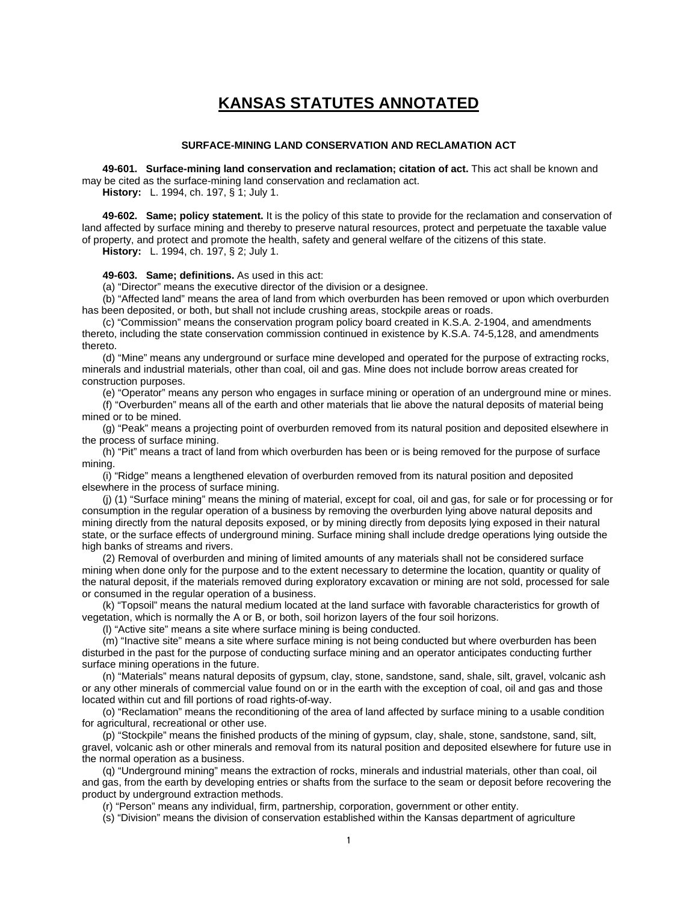# KANSAS STATUTES ANNOTATED

### SURFACE-MINING LAND CONSERVATION AND RECLAMATION ACT

**49-601. Surface-mining land conservation and reclamation; citation of act.** This act shall be known and may be cited as the surface-mining land conservation and reclamation act.

**History:** L. 1994, ch. 197, § 1; July 1.

**49-602. Same; policy statement.** It is the policy of this state to provide for the reclamation and conservation of land affected by surface mining and thereby to preserve natural resources, protect and perpetuate the taxable value of property, and protect and promote the health, safety and general welfare of the citizens of this state.

**History:** L. 1994, ch. 197, § 2; July 1.

**49-603. Same; definitions.** As used in this act:

(a) "Director" means the executive director of the division or a designee.

(b) "Affected land" means the area of land from which overburden has been removed or upon which overburden has been deposited, or both, but shall not include crushing areas, stockpile areas or roads.

(c) "Commission" means the conservation program policy board created in K.S.A. 2-1904, and amendments thereto, including the state conservation commission continued in existence by K.S.A. 74-5,128, and amendments thereto.

(d) "Mine" means any underground or surface mine developed and operated for the purpose of extracting rocks, minerals and industrial materials, other than coal, oil and gas. Mine does not include borrow areas created for construction purposes.

(e) "Operator" means any person who engages in surface mining or operation of an underground mine or mines.

(f) "Overburden" means all of the earth and other materials that lie above the natural deposits of material being mined or to be mined.

(g) "Peak" means a projecting point of overburden removed from its natural position and deposited elsewhere in the process of surface mining.

(h) "Pit" means a tract of land from which overburden has been or is being removed for the purpose of surface mining.

(i) "Ridge" means a lengthened elevation of overburden removed from its natural position and deposited elsewhere in the process of surface mining.

(j) (1) "Surface mining" means the mining of material, except for coal, oil and gas, for sale or for processing or for consumption in the regular operation of a business by removing the overburden lying above natural deposits and mining directly from the natural deposits exposed, or by mining directly from deposits lying exposed in their natural state, or the surface effects of underground mining. Surface mining shall include dredge operations lying outside the high banks of streams and rivers.

(2) Removal of overburden and mining of limited amounts of any materials shall not be considered surface mining when done only for the purpose and to the extent necessary to determine the location, quantity or quality of the natural deposit, if the materials removed during exploratory excavation or mining are not sold, processed for sale or consumed in the regular operation of a business.

(k) "Topsoil" means the natural medium located at the land surface with favorable characteristics for growth of vegetation, which is normally the A or B, or both, soil horizon layers of the four soil horizons.

(l) "Active site" means a site where surface mining is being conducted.

(m) "Inactive site" means a site where surface mining is not being conducted but where overburden has been disturbed in the past for the purpose of conducting surface mining and an operator anticipates conducting further surface mining operations in the future.

(n) "Materials" means natural deposits of gypsum, clay, stone, sandstone, sand, shale, silt, gravel, volcanic ash or any other minerals of commercial value found on or in the earth with the exception of coal, oil and gas and those located within cut and fill portions of road rights-of-way.

(o) "Reclamation" means the reconditioning of the area of land affected by surface mining to a usable condition for agricultural, recreational or other use.

(p) "Stockpile" means the finished products of the mining of gypsum, clay, shale, stone, sandstone, sand, silt, gravel, volcanic ash or other minerals and removal from its natural position and deposited elsewhere for future use in the normal operation as a business.

(q) "Underground mining" means the extraction of rocks, minerals and industrial materials, other than coal, oil and gas, from the earth by developing entries or shafts from the surface to the seam or deposit before recovering the product by underground extraction methods.

(r) "Person" means any individual, firm, partnership, corporation, government or other entity.

(s) "Division" means the division of conservation established within the Kansas department of agriculture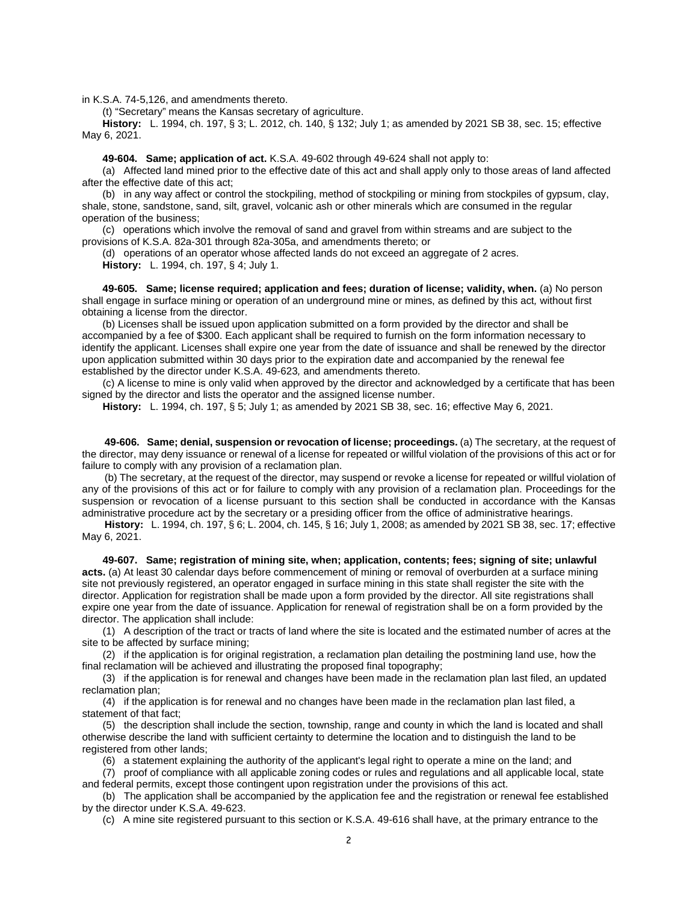in K.S.A. 74-5,126, and amendments thereto.

(t) "Secretary" means the Kansas secretary of agriculture.

**History:** L. 1994, ch. 197, § 3; L. 2012, ch. 140, § 132; July 1; as amended by 2021 SB 38, sec. 15; effective May 6, 2021.

**49-604. Same; application of act.** K.S.A. 49-602 through 49-624 shall not apply to:

(a) Affected land mined prior to the effective date of this act and shall apply only to those areas of land affected after the effective date of this act;

(b) in any way affect or control the stockpiling, method of stockpiling or mining from stockpiles of gypsum, clay, shale, stone, sandstone, sand, silt, gravel, volcanic ash or other minerals which are consumed in the regular operation of the business;

(c) operations which involve the removal of sand and gravel from within streams and are subject to the provisions of K.S.A. 82a-301 through 82a-305a, and amendments thereto; or

(d) operations of an operator whose affected lands do not exceed an aggregate of 2 acres.

**History:** L. 1994, ch. 197, § 4; July 1.

**49-605. Same; license required; application and fees; duration of license; validity, when.** (a) No person shall engage in surface mining or operation of an underground mine or mines, as defined by this act*,* without first obtaining a license from the director.

(b) Licenses shall be issued upon application submitted on a form provided by the director and shall be accompanied by a fee of $300. Each applicant shall be required to furnish on the form information necessary to identify the applicant. Licenses shall expire one year from the date of issuance and shall be renewed by the director upon application submitted within 30 days prior to the expiration date and accompanied by the renewal fee established by the director under K.S.A. 49-623*,* and amendments thereto.

(c) A license to mine is only valid when approved by the director and acknowledged by a certificate that has been signed by the director and lists the operator and the assigned license number.

**History:** L. 1994, ch. 197, § 5; July 1; as amended by 2021 SB 38, sec. 16; effective May 6, 2021.

**49-606. Same; denial, suspension or revocation of license; proceedings.** (a) The secretary, at the request of the director, may deny issuance or renewal of a license for repeated or willful violation of the provisions of this act or for failure to comply with any provision of a reclamation plan.

(b) The secretary, at the request of the director, may suspend or revoke a license for repeated or willful violation of any of the provisions of this act or for failure to comply with any provision of a reclamation plan. Proceedings for the suspension or revocation of a license pursuant to this section shall be conducted in accordance with the Kansas administrative procedure act by the secretary or a presiding officer from the office of administrative hearings.

**History:** L. 1994, ch. 197, § 6; L. 2004, ch. 145, § 16; July 1, 2008; as amended by 2021 SB 38, sec. 17; effective May 6, 2021.

**49-607. Same; registration of mining site, when; application, contents; fees; signing of site; unlawful acts.** (a) At least 30 calendar days before commencement of mining or removal of overburden at a surface mining site not previously registered, an operator engaged in surface mining in this state shall register the site with the director. Application for registration shall be made upon a form provided by the director. All site registrations shall expire one year from the date of issuance. Application for renewal of registration shall be on a form provided by the director. The application shall include:

(1) A description of the tract or tracts of land where the site is located and the estimated number of acres at the site to be affected by surface mining;

(2) if the application is for original registration, a reclamation plan detailing the postmining land use, how the final reclamation will be achieved and illustrating the proposed final topography;

(3) if the application is for renewal and changes have been made in the reclamation plan last filed, an updated reclamation plan;

(4) if the application is for renewal and no changes have been made in the reclamation plan last filed, a statement of that fact;

(5) the description shall include the section, township, range and county in which the land is located and shall otherwise describe the land with sufficient certainty to determine the location and to distinguish the land to be registered from other lands;

(6) a statement explaining the authority of the applicant's legal right to operate a mine on the land; and

(7) proof of compliance with all applicable zoning codes or rules and regulations and all applicable local, state and federal permits, except those contingent upon registration under the provisions of this act.

(b) The application shall be accompanied by the application fee and the registration or renewal fee established by the director under K.S.A. 49-623.

(c) A mine site registered pursuant to this section or K.S.A. 49-616 shall have, at the primary entrance to the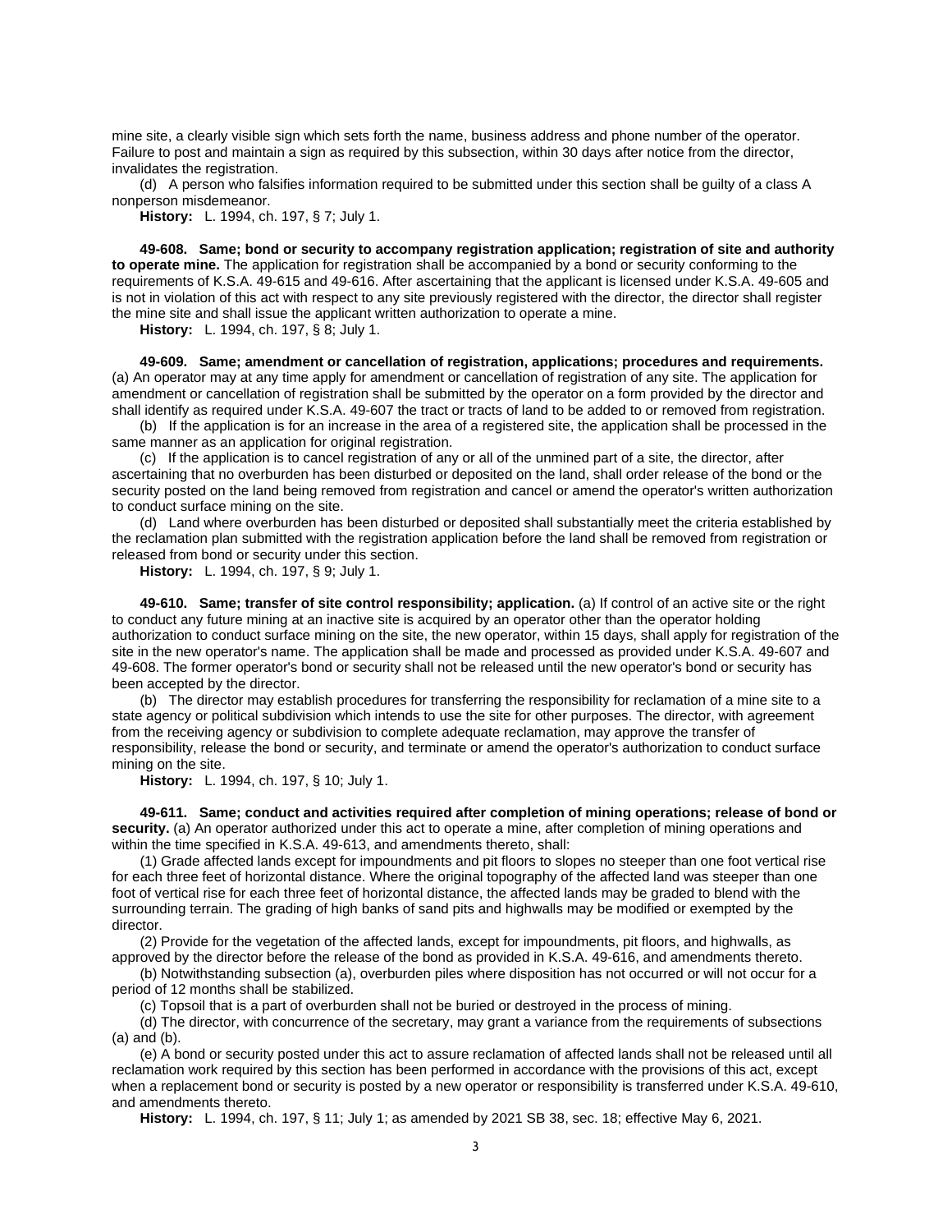mine site, a clearly visible sign which sets forth the name, business address and phone number of the operator. Failure to post and maintain a sign as required by this subsection, within 30 days after notice from the director, invalidates the registration.

(d) A person who falsifies information required to be submitted under this section shall be guilty of a class A nonperson misdemeanor.

**History:** L. 1994, ch. 197, § 7; July 1.

**49-608. Same; bond or security to accompany registration application; registration of site and authority to operate mine.** The application for registration shall be accompanied by a bond or security conforming to the requirements of K.S.A. 49-615 and 49-616. After ascertaining that the applicant is licensed under K.S.A. 49-605 and is not in violation of this act with respect to any site previously registered with the director, the director shall register the mine site and shall issue the applicant written authorization to operate a mine.

**History:** L. 1994, ch. 197, § 8; July 1.

**49-609. Same; amendment or cancellation of registration, applications; procedures and requirements.** (a) An operator may at any time apply for amendment or cancellation of registration of any site. The application for amendment or cancellation of registration shall be submitted by the operator on a form provided by the director and shall identify as required under K.S.A. 49-607 the tract or tracts of land to be added to or removed from registration.

(b) If the application is for an increase in the area of a registered site, the application shall be processed in the same manner as an application for original registration.

(c) If the application is to cancel registration of any or all of the unmined part of a site, the director, after ascertaining that no overburden has been disturbed or deposited on the land, shall order release of the bond or the security posted on the land being removed from registration and cancel or amend the operator's written authorization to conduct surface mining on the site.

(d) Land where overburden has been disturbed or deposited shall substantially meet the criteria established by the reclamation plan submitted with the registration application before the land shall be removed from registration or released from bond or security under this section.

**History:** L. 1994, ch. 197, § 9; July 1.

**49-610. Same; transfer of site control responsibility; application.** (a) If control of an active site or the right to conduct any future mining at an inactive site is acquired by an operator other than the operator holding authorization to conduct surface mining on the site, the new operator, within 15 days, shall apply for registration of the site in the new operator's name. The application shall be made and processed as provided under K.S.A. 49-607 and 49-608. The former operator's bond or security shall not be released until the new operator's bond or security has been accepted by the director.

(b) The director may establish procedures for transferring the responsibility for reclamation of a mine site to a state agency or political subdivision which intends to use the site for other purposes. The director, with agreement from the receiving agency or subdivision to complete adequate reclamation, may approve the transfer of responsibility, release the bond or security, and terminate or amend the operator's authorization to conduct surface mining on the site.

**History:** L. 1994, ch. 197, § 10; July 1.

**49-611. Same; conduct and activities required after completion of mining operations; release of bond or security.** (a) An operator authorized under this act to operate a mine, after completion of mining operations and within the time specified in K.S.A. 49-613, and amendments thereto, shall:

(1) Grade affected lands except for impoundments and pit floors to slopes no steeper than one foot vertical rise for each three feet of horizontal distance. Where the original topography of the affected land was steeper than one foot of vertical rise for each three feet of horizontal distance, the affected lands may be graded to blend with the surrounding terrain. The grading of high banks of sand pits and highwalls may be modified or exempted by the director.

(2) Provide for the vegetation of the affected lands, except for impoundments, pit floors, and highwalls, as approved by the director before the release of the bond as provided in K.S.A. 49-616, and amendments thereto.

(b) Notwithstanding subsection (a), overburden piles where disposition has not occurred or will not occur for a period of 12 months shall be stabilized.

(c) Topsoil that is a part of overburden shall not be buried or destroyed in the process of mining.

(d) The director, with concurrence of the secretary, may grant a variance from the requirements of subsections (a) and (b).

(e) A bond or security posted under this act to assure reclamation of affected lands shall not be released until all reclamation work required by this section has been performed in accordance with the provisions of this act, except when a replacement bond or security is posted by a new operator or responsibility is transferred under K.S.A. 49-610, and amendments thereto.

**History:** L. 1994, ch. 197, § 11; July 1; as amended by 2021 SB 38, sec. 18; effective May 6, 2021.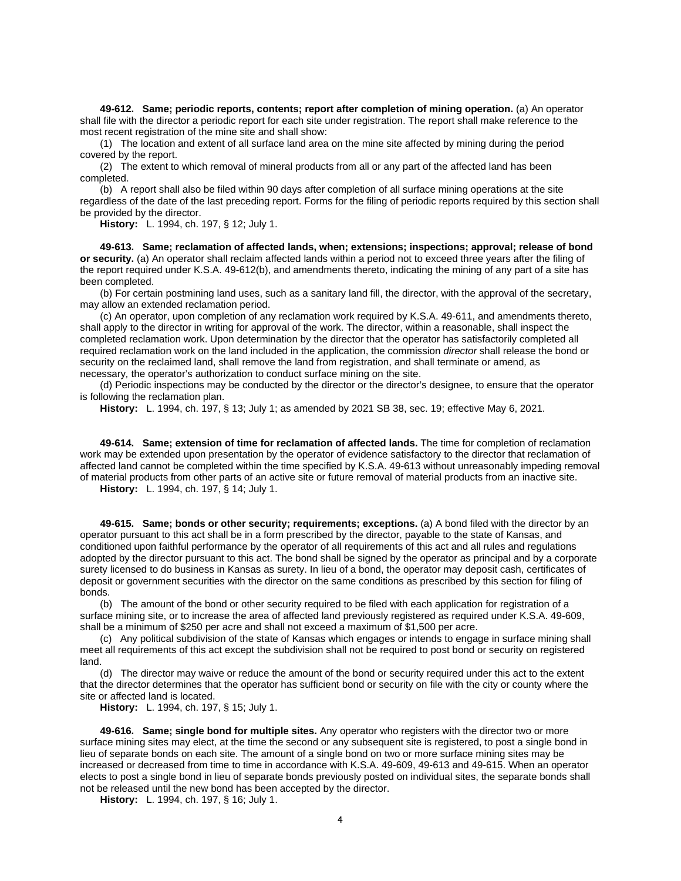**49-612. Same; periodic reports, contents; report after completion of mining operation.** (a) An operator shall file with the director a periodic report for each site under registration. The report shall make reference to the most recent registration of the mine site and shall show:

(1) The location and extent of all surface land area on the mine site affected by mining during the period covered by the report.

(2) The extent to which removal of mineral products from all or any part of the affected land has been completed.

(b) A report shall also be filed within 90 days after completion of all surface mining operations at the site regardless of the date of the last preceding report. Forms for the filing of periodic reports required by this section shall be provided by the director.

**History:** L. 1994, ch. 197, § 12; July 1.

**49-613. Same; reclamation of affected lands, when; extensions; inspections; approval; release of bond or security.** (a) An operator shall reclaim affected lands within a period not to exceed three years after the filing of the report required under K.S.A. 49-612(b), and amendments thereto, indicating the mining of any part of a site has been completed.

(b) For certain postmining land uses, such as a sanitary land fill, the director, with the approval of the secretary, may allow an extended reclamation period.

(c) An operator, upon completion of any reclamation work required by K.S.A. 49-611, and amendments thereto, shall apply to the director in writing for approval of the work. The director, within a reasonable, shall inspect the completed reclamation work. Upon determination by the director that the operator has satisfactorily completed all required reclamation work on the land included in the application, the commission *director* shall release the bond or security on the reclaimed land, shall remove the land from registration, and shall terminate or amend*,* as necessary*,* the operator's authorization to conduct surface mining on the site.

(d) Periodic inspections may be conducted by the director or the director's designee, to ensure that the operator is following the reclamation plan.

**History:** L. 1994, ch. 197, § 13; July 1; as amended by 2021 SB 38, sec. 19; effective May 6, 2021.

**49-614. Same; extension of time for reclamation of affected lands.** The time for completion of reclamation work may be extended upon presentation by the operator of evidence satisfactory to the director that reclamation of affected land cannot be completed within the time specified by K.S.A. 49-613 without unreasonably impeding removal of material products from other parts of an active site or future removal of material products from an inactive site.

**History:** L. 1994, ch. 197, § 14; July 1.

**49-615. Same; bonds or other security; requirements; exceptions.** (a) A bond filed with the director by an operator pursuant to this act shall be in a form prescribed by the director, payable to the state of Kansas, and conditioned upon faithful performance by the operator of all requirements of this act and all rules and regulations adopted by the director pursuant to this act. The bond shall be signed by the operator as principal and by a corporate surety licensed to do business in Kansas as surety. In lieu of a bond, the operator may deposit cash, certificates of deposit or government securities with the director on the same conditions as prescribed by this section for filing of bonds.

(b) The amount of the bond or other security required to be filed with each application for registration of a surface mining site, or to increase the area of affected land previously registered as required under K.S.A. 49-609, shall be a minimum of $250 per acre and shall not exceed a maximum of $1,500 per acre.

(c) Any political subdivision of the state of Kansas which engages or intends to engage in surface mining shall meet all requirements of this act except the subdivision shall not be required to post bond or security on registered land.

(d) The director may waive or reduce the amount of the bond or security required under this act to the extent that the director determines that the operator has sufficient bond or security on file with the city or county where the site or affected land is located.

**History:** L. 1994, ch. 197, § 15; July 1.

**49-616. Same; single bond for multiple sites.** Any operator who registers with the director two or more surface mining sites may elect, at the time the second or any subsequent site is registered, to post a single bond in lieu of separate bonds on each site. The amount of a single bond on two or more surface mining sites may be increased or decreased from time to time in accordance with K.S.A. 49-609, 49-613 and 49-615. When an operator elects to post a single bond in lieu of separate bonds previously posted on individual sites, the separate bonds shall not be released until the new bond has been accepted by the director.

**History:** L. 1994, ch. 197, § 16; July 1.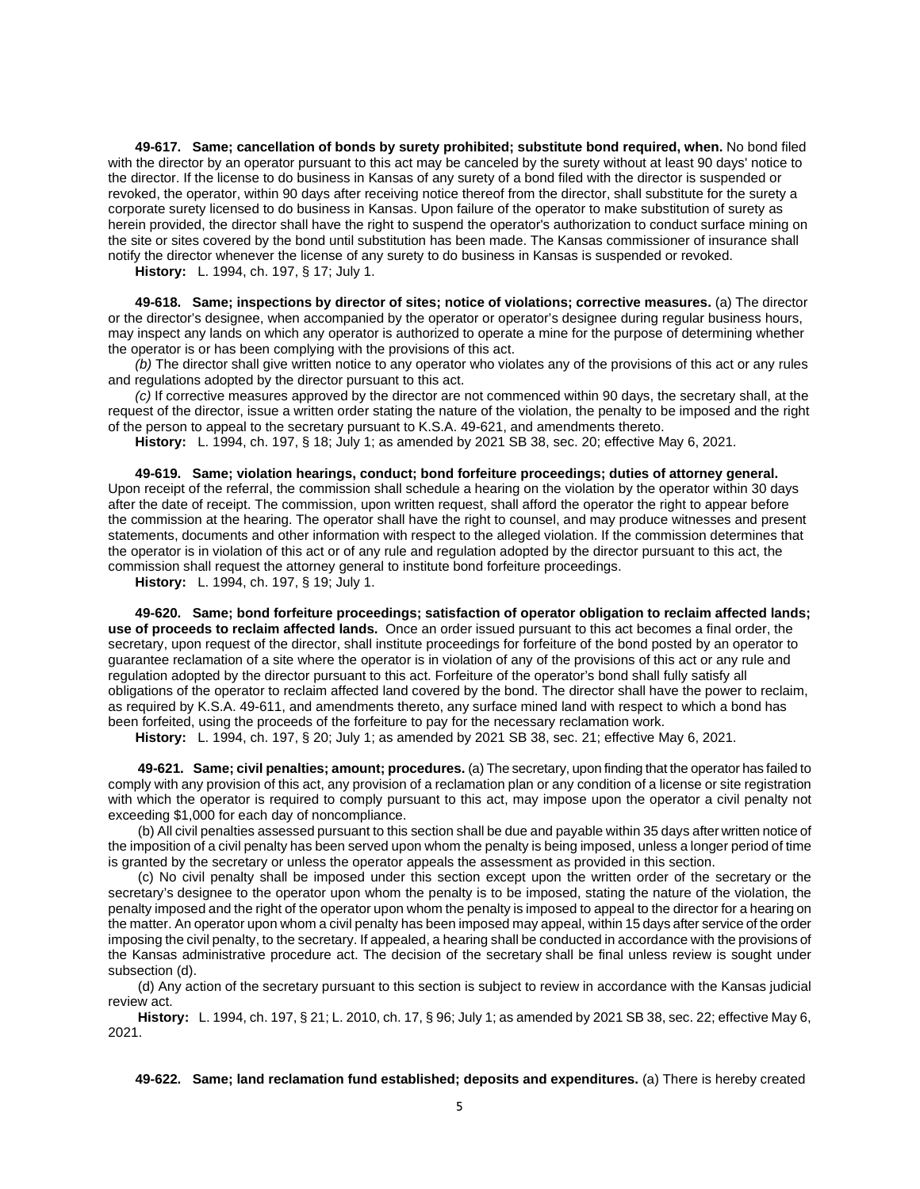**49-617. Same; cancellation of bonds by surety prohibited; substitute bond required, when.** No bond filed with the director by an operator pursuant to this act may be canceled by the surety without at least 90 days' notice to the director. If the license to do business in Kansas of any surety of a bond filed with the director is suspended or revoked, the operator, within 90 days after receiving notice thereof from the director, shall substitute for the surety a corporate surety licensed to do business in Kansas. Upon failure of the operator to make substitution of surety as herein provided, the director shall have the right to suspend the operator's authorization to conduct surface mining on the site or sites covered by the bond until substitution has been made. The Kansas commissioner of insurance shall notify the director whenever the license of any surety to do business in Kansas is suspended or revoked.

**History:** L. 1994, ch. 197, § 17; July 1.

**49-618. Same; inspections by director of sites; notice of violations; corrective measures.** (a) The director or the director's designee, when accompanied by the operator or operator's designee during regular business hours, may inspect any lands on which any operator is authorized to operate a mine for the purpose of determining whether the operator is or has been complying with the provisions of this act.

*(b)* The director shall give written notice to any operator who violates any of the provisions of this act or any rules and regulations adopted by the director pursuant to this act.

*(c)* If corrective measures approved by the director are not commenced within 90 days, the secretary shall, at the request of the director, issue a written order stating the nature of the violation, the penalty to be imposed and the right of the person to appeal to the secretary pursuant to K.S.A. 49-621, and amendments thereto.

**History:** L. 1994, ch. 197, § 18; July 1; as amended by 2021 SB 38, sec. 20; effective May 6, 2021.

**49-619. Same; violation hearings, conduct; bond forfeiture proceedings; duties of attorney general.** Upon receipt of the referral, the commission shall schedule a hearing on the violation by the operator within 30 days after the date of receipt. The commission, upon written request, shall afford the operator the right to appear before the commission at the hearing. The operator shall have the right to counsel, and may produce witnesses and present statements, documents and other information with respect to the alleged violation. If the commission determines that the operator is in violation of this act or of any rule and regulation adopted by the director pursuant to this act, the commission shall request the attorney general to institute bond forfeiture proceedings.

**History:** L. 1994, ch. 197, § 19; July 1.

**49-620. Same; bond forfeiture proceedings; satisfaction of operator obligation to reclaim affected lands; use of proceeds to reclaim affected lands.** Once an order issued pursuant to this act becomes a final order, the secretary, upon request of the director, shall institute proceedings for forfeiture of the bond posted by an operator to guarantee reclamation of a site where the operator is in violation of any of the provisions of this act or any rule and regulation adopted by the director pursuant to this act. Forfeiture of the operator's bond shall fully satisfy all obligations of the operator to reclaim affected land covered by the bond. The director shall have the power to reclaim, as required by K.S.A. 49-611, and amendments thereto, any surface mined land with respect to which a bond has been forfeited, using the proceeds of the forfeiture to pay for the necessary reclamation work.

**History:** L. 1994, ch. 197, § 20; July 1; as amended by 2021 SB 38, sec. 21; effective May 6, 2021.

**49-621. Same; civil penalties; amount; procedures.** (a) The secretary, upon finding that the operator has failed to comply with any provision of this act, any provision of a reclamation plan or any condition of a license or site registration with which the operator is required to comply pursuant to this act, may impose upon the operator a civil penalty not exceeding $1,000 for each day of noncompliance.

(b) All civil penalties assessed pursuant to this section shall be due and payable within 35 days after written notice of the imposition of a civil penalty has been served upon whom the penalty is being imposed, unless a longer period of time is granted by the secretary or unless the operator appeals the assessment as provided in this section.

(c) No civil penalty shall be imposed under this section except upon the written order of the secretary or the secretary's designee to the operator upon whom the penalty is to be imposed, stating the nature of the violation, the penalty imposed and the right of the operator upon whom the penalty is imposed to appeal to the director for a hearing on the matter. An operator upon whom a civil penalty has been imposed may appeal, within 15 days after service of the order imposing the civil penalty, to the secretary. If appealed, a hearing shall be conducted in accordance with the provisions of the Kansas administrative procedure act. The decision of the secretary shall be final unless review is sought under subsection (d).

(d) Any action of the secretary pursuant to this section is subject to review in accordance with the Kansas judicial review act.

**History:** L. 1994, ch. 197, § 21; L. 2010, ch. 17, § 96; July 1; as amended by 2021 SB 38, sec. 22; effective May 6, 2021.

**49-622. Same; land reclamation fund established; deposits and expenditures.** (a) There is hereby created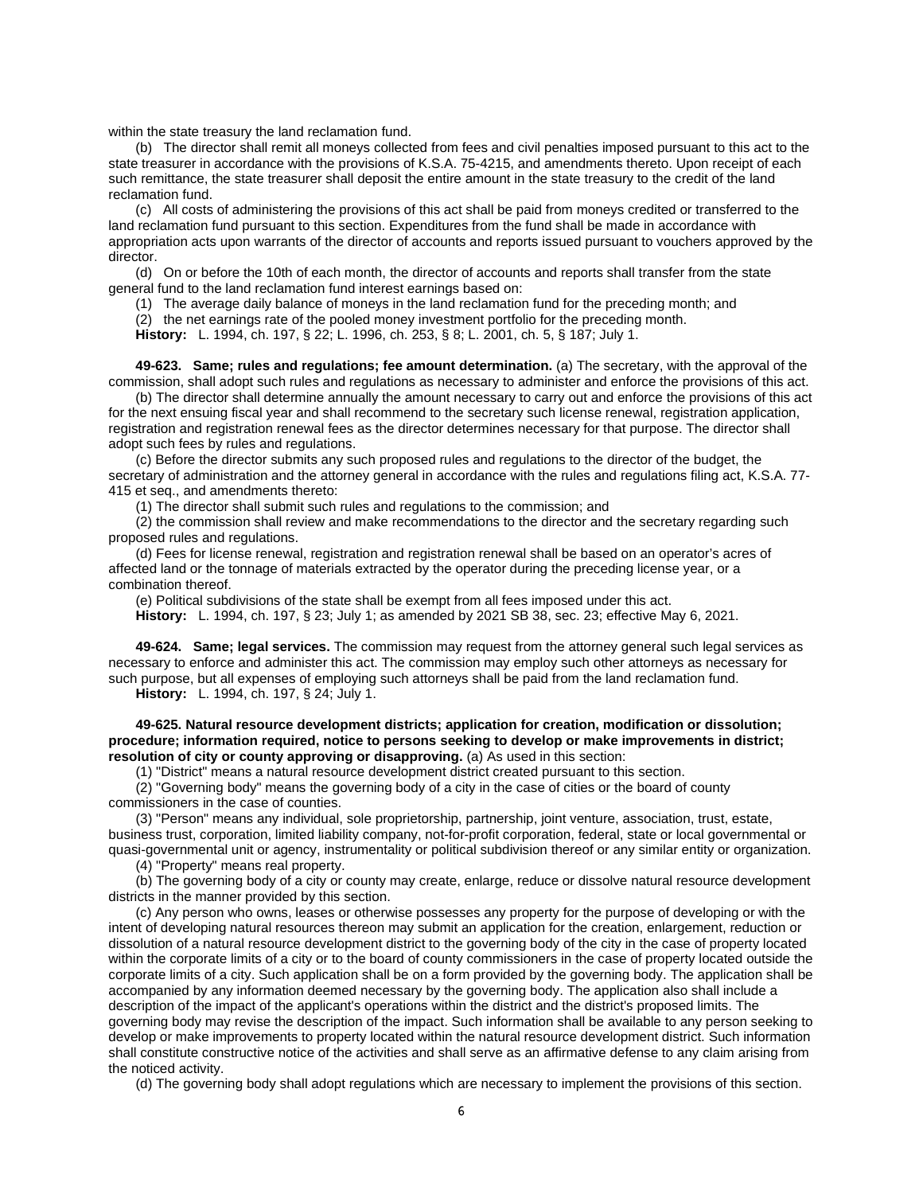within the state treasury the land reclamation fund.

(b) The director shall remit all moneys collected from fees and civil penalties imposed pursuant to this act to the state treasurer in accordance with the provisions of K.S.A. 75-4215, and amendments thereto. Upon receipt of each such remittance, the state treasurer shall deposit the entire amount in the state treasury to the credit of the land reclamation fund.

(c) All costs of administering the provisions of this act shall be paid from moneys credited or transferred to the land reclamation fund pursuant to this section. Expenditures from the fund shall be made in accordance with appropriation acts upon warrants of the director of accounts and reports issued pursuant to vouchers approved by the director.

(d) On or before the 10th of each month, the director of accounts and reports shall transfer from the state general fund to the land reclamation fund interest earnings based on:

(1) The average daily balance of moneys in the land reclamation fund for the preceding month; and

(2) the net earnings rate of the pooled money investment portfolio for the preceding month.

**History:** L. 1994, ch. 197, § 22; L. 1996, ch. 253, § 8; L. 2001, ch. 5, § 187; July 1.

**49-623. Same; rules and regulations; fee amount determination.** (a) The secretary, with the approval of the commission, shall adopt such rules and regulations as necessary to administer and enforce the provisions of this act.

(b) The director shall determine annually the amount necessary to carry out and enforce the provisions of this act for the next ensuing fiscal year and shall recommend to the secretary such license renewal, registration application, registration and registration renewal fees as the director determines necessary for that purpose. The director shall adopt such fees by rules and regulations.

(c) Before the director submits any such proposed rules and regulations to the director of the budget, the secretary of administration and the attorney general in accordance with the rules and regulations filing act, K.S.A. 77-415 et seq., and amendments thereto:

(1) The director shall submit such rules and regulations to the commission; and

(2) the commission shall review and make recommendations to the director and the secretary regarding such proposed rules and regulations.

(d) Fees for license renewal, registration and registration renewal shall be based on an operator's acres of affected land or the tonnage of materials extracted by the operator during the preceding license year, or a combination thereof.

(e) Political subdivisions of the state shall be exempt from all fees imposed under this act.

**History:** L. 1994, ch. 197, § 23; July 1; as amended by 2021 SB 38, sec. 23; effective May 6, 2021.

**49-624. Same; legal services.** The commission may request from the attorney general such legal services as necessary to enforce and administer this act. The commission may employ such other attorneys as necessary for such purpose, but all expenses of employing such attorneys shall be paid from the land reclamation fund.

**History:** L. 1994, ch. 197, § 24; July 1.

**49-625. Natural resource development districts; application for creation, modification or dissolution; procedure; information required, notice to persons seeking to develop or make improvements in district; resolution of city or county approving or disapproving.** (a) As used in this section:

(1) "District" means a natural resource development district created pursuant to this section.

(2) "Governing body" means the governing body of a city in the case of cities or the board of county commissioners in the case of counties.

(3) "Person" means any individual, sole proprietorship, partnership, joint venture, association, trust, estate, business trust, corporation, limited liability company, not-for-profit corporation, federal, state or local governmental or quasi-governmental unit or agency, instrumentality or political subdivision thereof or any similar entity or organization.

(4) "Property" means real property.

(b) The governing body of a city or county may create, enlarge, reduce or dissolve natural resource development districts in the manner provided by this section.

(c) Any person who owns, leases or otherwise possesses any property for the purpose of developing or with the intent of developing natural resources thereon may submit an application for the creation, enlargement, reduction or dissolution of a natural resource development district to the governing body of the city in the case of property located within the corporate limits of a city or to the board of county commissioners in the case of property located outside the corporate limits of a city. Such application shall be on a form provided by the governing body. The application shall be accompanied by any information deemed necessary by the governing body. The application also shall include a description of the impact of the applicant's operations within the district and the district's proposed limits. The governing body may revise the description of the impact. Such information shall be available to any person seeking to develop or make improvements to property located within the natural resource development district. Such information shall constitute constructive notice of the activities and shall serve as an affirmative defense to any claim arising from the noticed activity.

(d) The governing body shall adopt regulations which are necessary to implement the provisions of this section.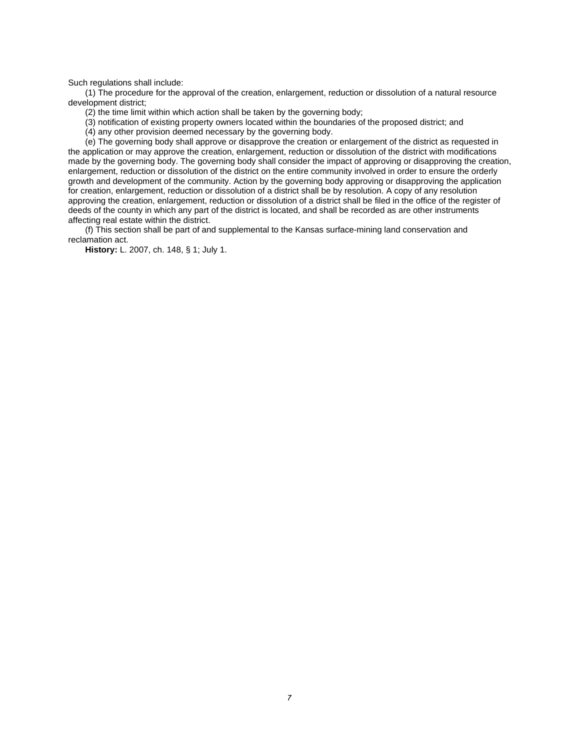Such regulations shall include:

(1) The procedure for the approval of the creation, enlargement, reduction or dissolution of a natural resource development district;

(2) the time limit within which action shall be taken by the governing body;

(3) notification of existing property owners located within the boundaries of the proposed district; and

(4) any other provision deemed necessary by the governing body.

(e) The governing body shall approve or disapprove the creation or enlargement of the district as requested in the application or may approve the creation, enlargement, reduction or dissolution of the district with modifications made by the governing body. The governing body shall consider the impact of approving or disapproving the creation, enlargement, reduction or dissolution of the district on the entire community involved in order to ensure the orderly growth and development of the community. Action by the governing body approving or disapproving the application for creation, enlargement, reduction or dissolution of a district shall be by resolution. A copy of any resolution approving the creation, enlargement, reduction or dissolution of a district shall be filed in the office of the register of deeds of the county in which any part of the district is located, and shall be recorded as are other instruments affecting real estate within the district.

(f) This section shall be part of and supplemental to the Kansas surface-mining land conservation and reclamation act.

**History:** L. 2007, ch. 148, § 1; July 1.